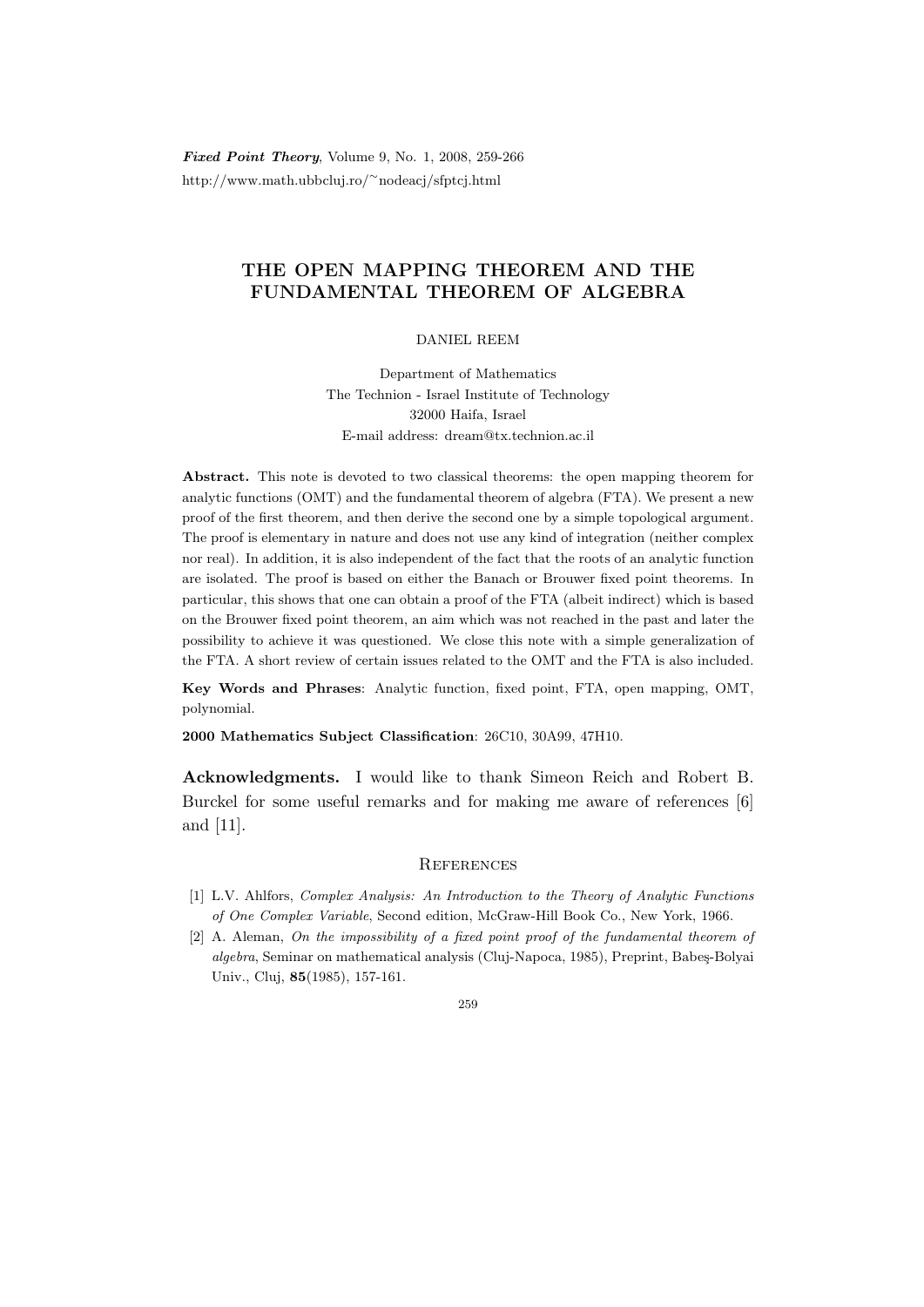# THE OPEN MAPPING THEOREM AND THE FUNDAMENTAL THEOREM OF ALGEBRA

DANIEL REEM

Department of Mathematics
The Technion - Israel Institute of Technology
32000 Haifa, Israel
E-mail address: dream@tx.technion.ac.il

**Abstract.** This note is devoted to two classical theorems: the open mapping theorem for analytic functions (OMT) and the fundamental theorem of algebra (FTA). We present a new proof of the first theorem, and then derive the second one by a simple topological argument. The proof is elementary in nature and does not use any kind of integration (neither complex nor real). In addition, it is also independent of the fact that the roots of an analytic function are isolated. The proof is based on either the Banach or Brouwer fixed point theorems. In particular, this shows that one can obtain a proof of the FTA (albeit indirect) which is based on the Brouwer fixed point theorem, an aim which was not reached in the past and later the possibility to achieve it was questioned. We close this note with a simple generalization of the FTA. A short review of certain issues related to the OMT and the FTA is also included.

**Key Words and Phrases**: Analytic function, fixed point, FTA, open mapping, OMT, polynomial.

**2000 Mathematics Subject Classification**: 26C10, 30A99, 47H10.

**Acknowledgments.** I would like to thank Simeon Reich and Robert B. Burckel for some useful remarks and for making me aware of references [6] and [11].

## References

[1] L.V. Ahlfors, *Complex Analysis: An Introduction to the Theory of Analytic Functions of One Complex Variable*, Second edition, McGraw-Hill Book Co., New York, 1966.

[2] A. Aleman, *On the impossibility of a fixed point proof of the fundamental theorem of algebra*, Seminar on mathematical analysis (Cluj-Napoca, 1985), Preprint, Babeş-Bolyai Univ., Cluj, **85**(1985), 157-161.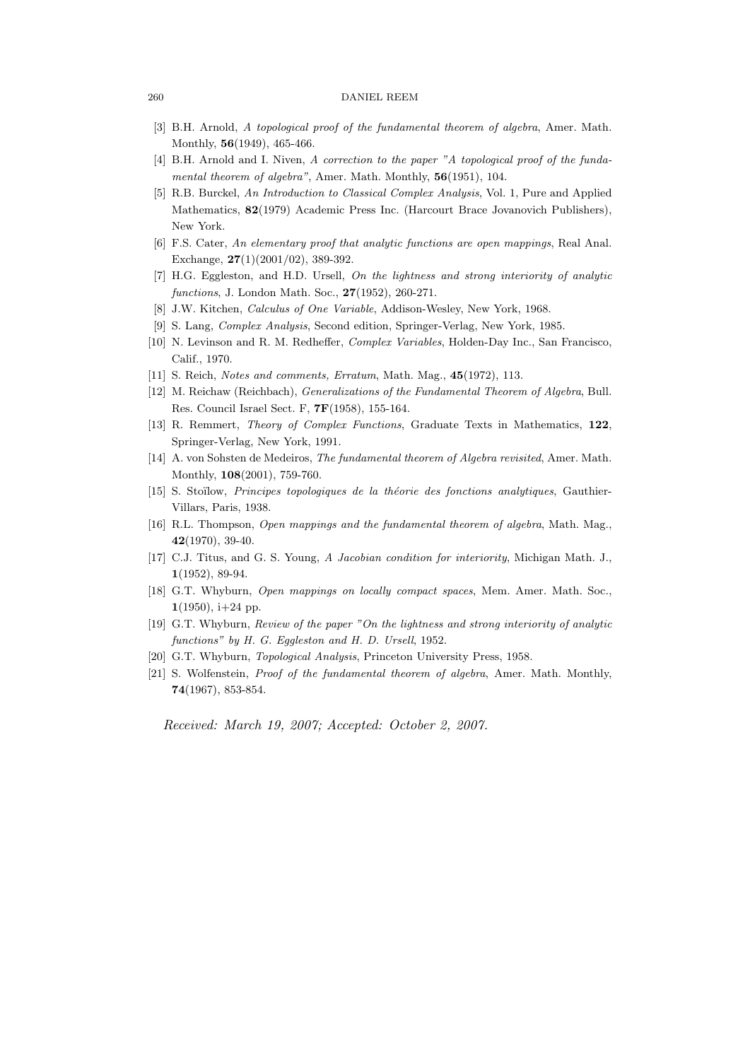[3] B.H. Arnold, *A topological proof of the fundamental theorem of algebra*, Amer. Math. Monthly, **56**(1949), 465-466.

[4] B.H. Arnold and I. Niven, *A correction to the paper "A topological proof of the fundamental theorem of algebra"*, Amer. Math. Monthly, **56**(1951), 104.

[5] R.B. Burckel, *An Introduction to Classical Complex Analysis*, Vol. 1, Pure and Applied Mathematics, **82**(1979) Academic Press Inc. (Harcourt Brace Jovanovich Publishers), New York.

[6] F.S. Cater, *An elementary proof that analytic functions are open mappings*, Real Anal. Exchange, **27**(1)(2001/02), 389-392.

[7] H.G. Eggleston, and H.D. Ursell, *On the lightness and strong interiority of analytic functions*, J. London Math. Soc., **27**(1952), 260-271.

[8] J.W. Kitchen, *Calculus of One Variable*, Addison-Wesley, New York, 1968.

[9] S. Lang, *Complex Analysis*, Second edition, Springer-Verlag, New York, 1985.

[10] N. Levinson and R. M. Redheffer, *Complex Variables*, Holden-Day Inc., San Francisco, Calif., 1970.

[11] S. Reich, *Notes and comments, Erratum*, Math. Mag., **45**(1972), 113.

[12] M. Reichaw (Reichbach), *Generalizations of the Fundamental Theorem of Algebra*, Bull. Res. Council Israel Sect. F, **7F**(1958), 155-164.

[13] R. Remmert, *Theory of Complex Functions*, Graduate Texts in Mathematics, **122**, Springer-Verlag, New York, 1991.

[14] A. von Sohsten de Medeiros, *The fundamental theorem of Algebra revisited*, Amer. Math. Monthly, **108**(2001), 759-760.

[15] S. Stoïlow, *Principes topologiques de la théorie des fonctions analytiques*, Gauthier-Villars, Paris, 1938.

[16] R.L. Thompson, *Open mappings and the fundamental theorem of algebra*, Math. Mag., **42**(1970), 39-40.

[17] C.J. Titus, and G. S. Young, *A Jacobian condition for interiority*, Michigan Math. J., **1**(1952), 89-94.

[18] G.T. Whyburn, *Open mappings on locally compact spaces*, Mem. Amer. Math. Soc., **1**(1950), i+24 pp.

[19] G.T. Whyburn, *Review of the paper "On the lightness and strong interiority of analytic functions" by H. G. Eggleston and H. D. Ursell*, 1952.

[20] G.T. Whyburn, *Topological Analysis*, Princeton University Press, 1958.

[21] S. Wolfenstein, *Proof of the fundamental theorem of algebra*, Amer. Math. Monthly, **74**(1967), 853-854.

*Received: March 19, 2007; Accepted: October 2, 2007.*